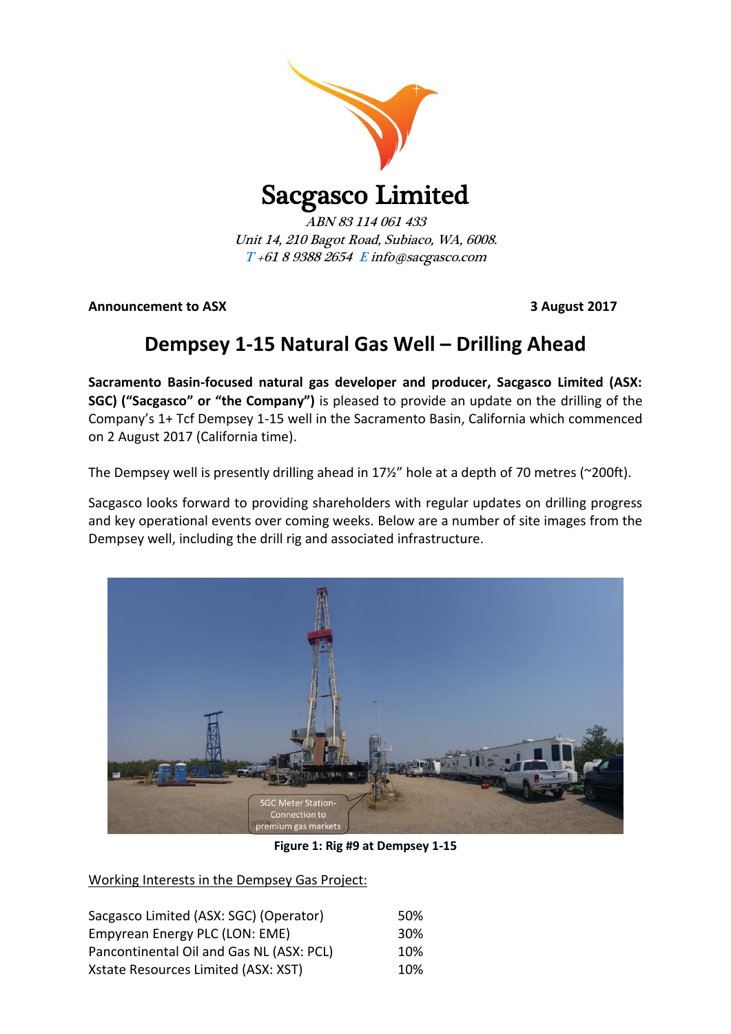# Sacgasco Limited

*ABN 83 114 061 433*
*Unit 14, 210 Bagot Road, Subiaco, WA, 6008.*
*T +61 8 9388 2654 E info@sacgasco.com*

**Announcement to ASX** **3 August 2017**

## Dempsey 1-15 Natural Gas Well – Drilling Ahead

**Sacramento Basin-focused natural gas developer and producer, Sacgasco Limited (ASX: SGC) ("Sacgasco" or "the Company")** is pleased to provide an update on the drilling of the Company's 1+ Tcf Dempsey 1-15 well in the Sacramento Basin, California which commenced on 2 August 2017 (California time).

The Dempsey well is presently drilling ahead in 17½" hole at a depth of 70 metres (~200ft).

Sacgasco looks forward to providing shareholders with regular updates on drilling progress and key operational events over coming weeks. Below are a number of site images from the Dempsey well, including the drill rig and associated infrastructure.

SGC Meter Station- Connection to premium gas markets

**Figure 1: Rig #9 at Dempsey 1-15**

Working Interests in the Dempsey Gas Project:

| | |
|---|---|
| Sacgasco Limited (ASX: SGC) (Operator) | 50% |
| Empyrean Energy PLC (LON: EME) | 30% |
| Pancontinental Oil and Gas NL (ASX: PCL) | 10% |
| Xstate Resources Limited (ASX: XST) | 10% |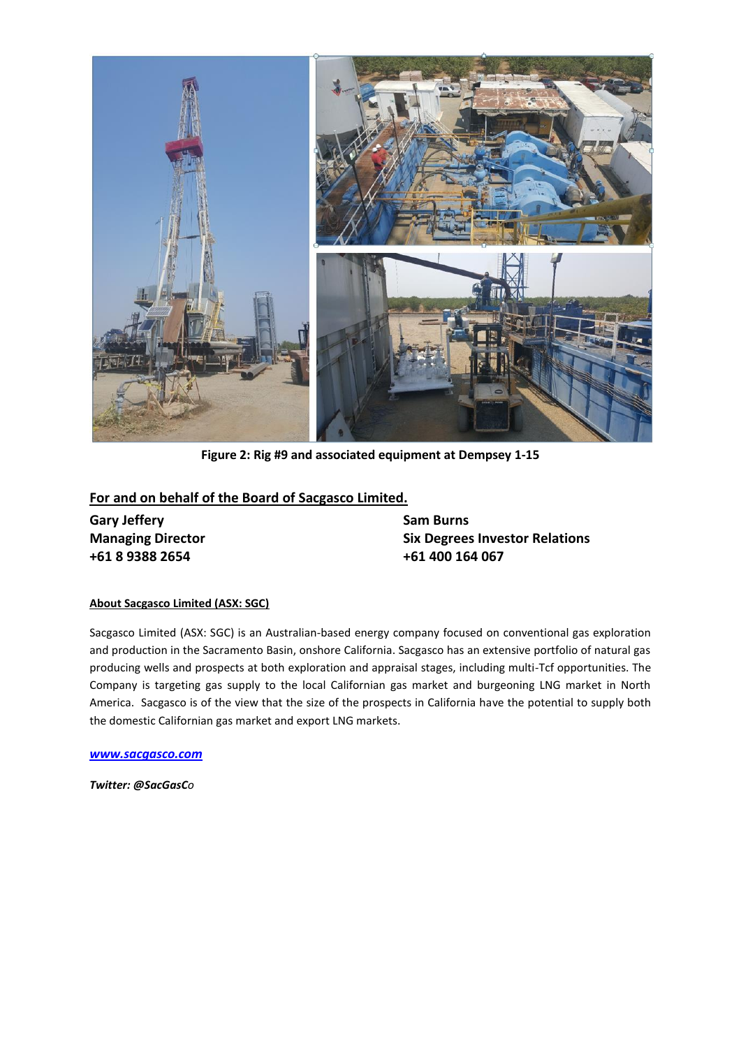**Figure 2: Rig #9 and associated equipment at Dempsey 1-15**

**For and on behalf of the Board of Sacgasco Limited.**

**Gary Jeffery**
**Managing Director**
**+61 8 9388 2654**

**Sam Burns**
**Six Degrees Investor Relations**
**+61 400 164 067**

**About Sacgasco Limited (ASX: SGC)**

Sacgasco Limited (ASX: SGC) is an Australian-based energy company focused on conventional gas exploration and production in the Sacramento Basin, onshore California. Sacgasco has an extensive portfolio of natural gas producing wells and prospects at both exploration and appraisal stages, including multi-Tcf opportunities. The Company is targeting gas supply to the local Californian gas market and burgeoning LNG market in North America. Sacgasco is of the view that the size of the prospects in California have the potential to supply both the domestic Californian gas market and export LNG markets.

***www.sacgasco.com***

***Twitter: @SacGasCo***